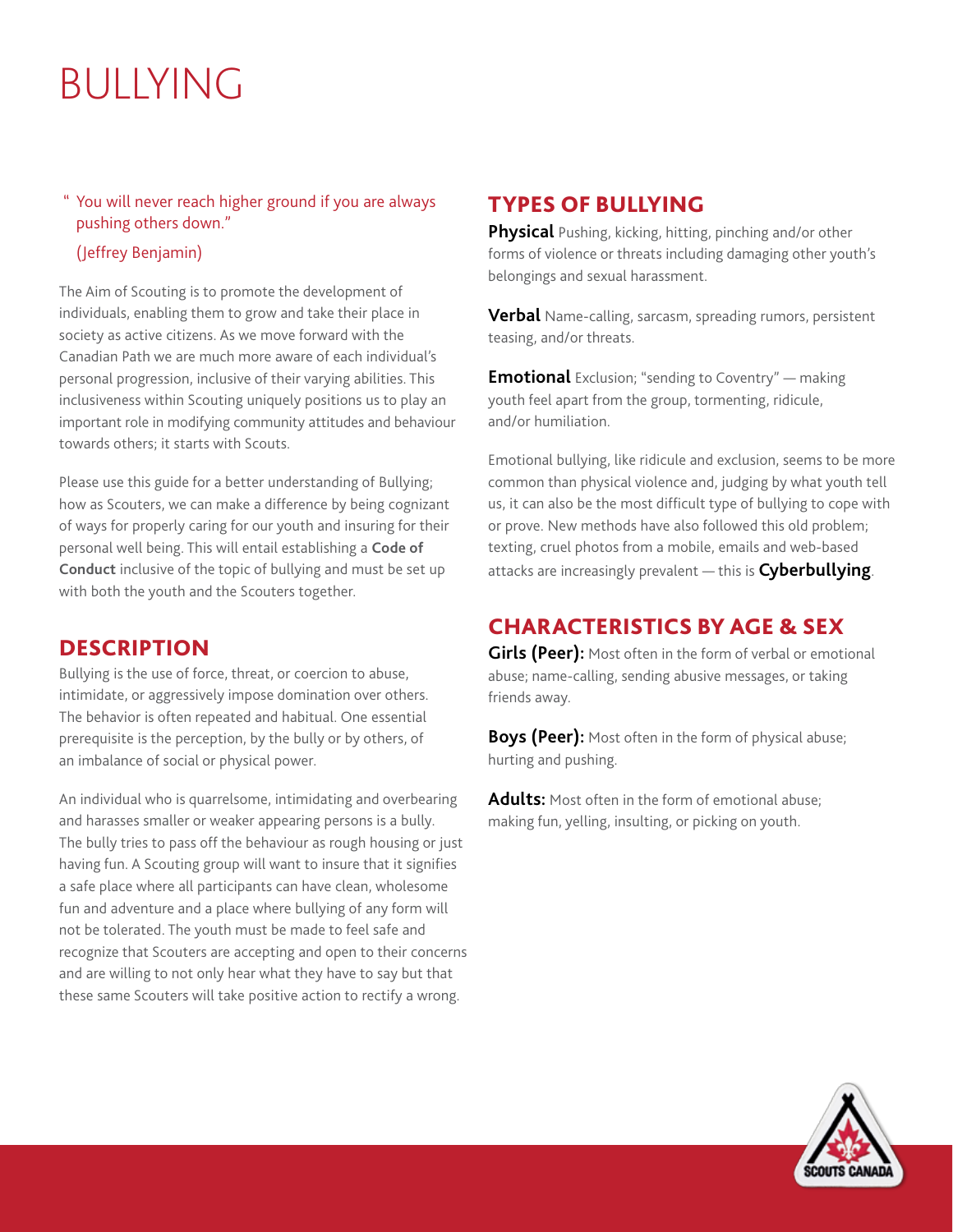# BULLYING

> " You will never reach higher ground if you are always pushing others down."
>
> (Jeffrey Benjamin)

The Aim of Scouting is to promote the development of individuals, enabling them to grow and take their place in society as active citizens. As we move forward with the Canadian Path we are much more aware of each individual's personal progression, inclusive of their varying abilities. This inclusiveness within Scouting uniquely positions us to play an important role in modifying community attitudes and behaviour towards others; it starts with Scouts.

Please use this guide for a better understanding of Bullying; how as Scouters, we can make a difference by being cognizant of ways for properly caring for our youth and insuring for their personal well being. This will entail establishing a **Code of Conduct** inclusive of the topic of bullying and must be set up with both the youth and the Scouters together.

## DESCRIPTION

Bullying is the use of force, threat, or coercion to abuse, intimidate, or aggressively impose domination over others. The behavior is often repeated and habitual. One essential prerequisite is the perception, by the bully or by others, of an imbalance of social or physical power.

An individual who is quarrelsome, intimidating and overbearing and harasses smaller or weaker appearing persons is a bully. The bully tries to pass off the behaviour as rough housing or just having fun. A Scouting group will want to insure that it signifies a safe place where all participants can have clean, wholesome fun and adventure and a place where bullying of any form will not be tolerated. The youth must be made to feel safe and recognize that Scouters are accepting and open to their concerns and are willing to not only hear what they have to say but that these same Scouters will take positive action to rectify a wrong.

## TYPES OF BULLYING

**Physical** Pushing, kicking, hitting, pinching and/or other forms of violence or threats including damaging other youth's belongings and sexual harassment.

**Verbal** Name-calling, sarcasm, spreading rumors, persistent teasing, and/or threats.

**Emotional** Exclusion; "sending to Coventry" — making youth feel apart from the group, tormenting, ridicule, and/or humiliation.

Emotional bullying, like ridicule and exclusion, seems to be more common than physical violence and, judging by what youth tell us, it can also be the most difficult type of bullying to cope with or prove. New methods have also followed this old problem; texting, cruel photos from a mobile, emails and web-based attacks are increasingly prevalent — this is **Cyberbullying**.

## CHARACTERISTICS BY AGE & SEX

**Girls (Peer):** Most often in the form of verbal or emotional abuse; name-calling, sending abusive messages, or taking friends away.

**Boys (Peer):** Most often in the form of physical abuse; hurting and pushing.

**Adults:** Most often in the form of emotional abuse; making fun, yelling, insulting, or picking on youth.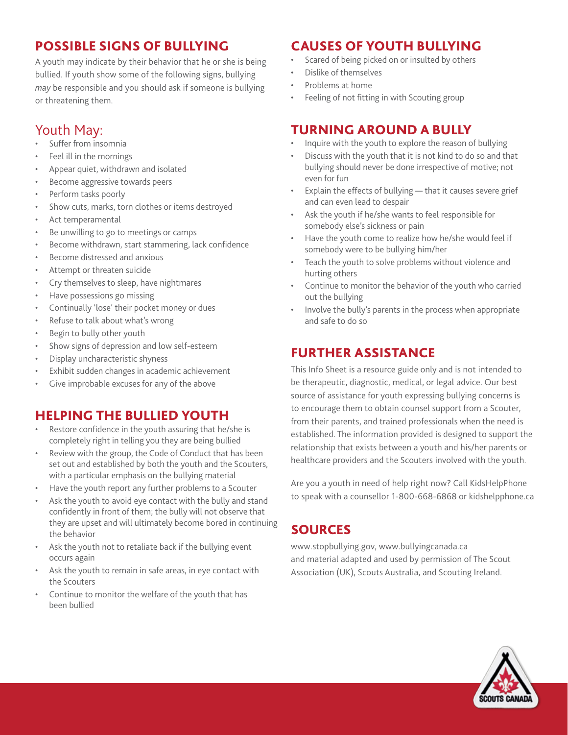## POSSIBLE SIGNS OF BULLYING

A youth may indicate by their behavior that he or she is being bullied. If youth show some of the following signs, bullying *may* be responsible and you should ask if someone is bullying or threatening them.

### Youth May:

- Suffer from insomnia
- Feel ill in the mornings
- Appear quiet, withdrawn and isolated
- Become aggressive towards peers
- Perform tasks poorly
- Show cuts, marks, torn clothes or items destroyed
- Act temperamental
- Be unwilling to go to meetings or camps
- Become withdrawn, start stammering, lack confidence
- Become distressed and anxious
- Attempt or threaten suicide
- Cry themselves to sleep, have nightmares
- Have possessions go missing
- Continually 'lose' their pocket money or dues
- Refuse to talk about what's wrong
- Begin to bully other youth
- Show signs of depression and low self-esteem
- Display uncharacteristic shyness
- Exhibit sudden changes in academic achievement
- Give improbable excuses for any of the above

## HELPING THE BULLIED YOUTH

- Restore confidence in the youth assuring that he/she is completely right in telling you they are being bullied
- Review with the group, the Code of Conduct that has been set out and established by both the youth and the Scouters, with a particular emphasis on the bullying material
- Have the youth report any further problems to a Scouter
- Ask the youth to avoid eye contact with the bully and stand confidently in front of them; the bully will not observe that they are upset and will ultimately become bored in continuing the behavior
- Ask the youth not to retaliate back if the bullying event occurs again
- Ask the youth to remain in safe areas, in eye contact with the Scouters
- Continue to monitor the welfare of the youth that has been bullied

## CAUSES OF YOUTH BULLYING

- Scared of being picked on or insulted by others
- Dislike of themselves
- Problems at home
- Feeling of not fitting in with Scouting group

## TURNING AROUND A BULLY

- Inquire with the youth to explore the reason of bullying
- Discuss with the youth that it is not kind to do so and that bullying should never be done irrespective of motive; not even for fun
- Explain the effects of bullying — that it causes severe grief and can even lead to despair
- Ask the youth if he/she wants to feel responsible for somebody else's sickness or pain
- Have the youth come to realize how he/she would feel if somebody were to be bullying him/her
- Teach the youth to solve problems without violence and hurting others
- Continue to monitor the behavior of the youth who carried out the bullying
- Involve the bully's parents in the process when appropriate and safe to do so

## FURTHER ASSISTANCE

This Info Sheet is a resource guide only and is not intended to be therapeutic, diagnostic, medical, or legal advice. Our best source of assistance for youth expressing bullying concerns is to encourage them to obtain counsel support from a Scouter, from their parents, and trained professionals when the need is established. The information provided is designed to support the relationship that exists between a youth and his/her parents or healthcare providers and the Scouters involved with the youth.

Are you a youth in need of help right now? Call KidsHelpPhone to speak with a counsellor 1-800-668-6868 or kidshelpphone.ca

## SOURCES

www.stopbullying.gov, www.bullyingcanada.ca and material adapted and used by permission of The Scout Association (UK), Scouts Australia, and Scouting Ireland.

SCOUTS CANADA